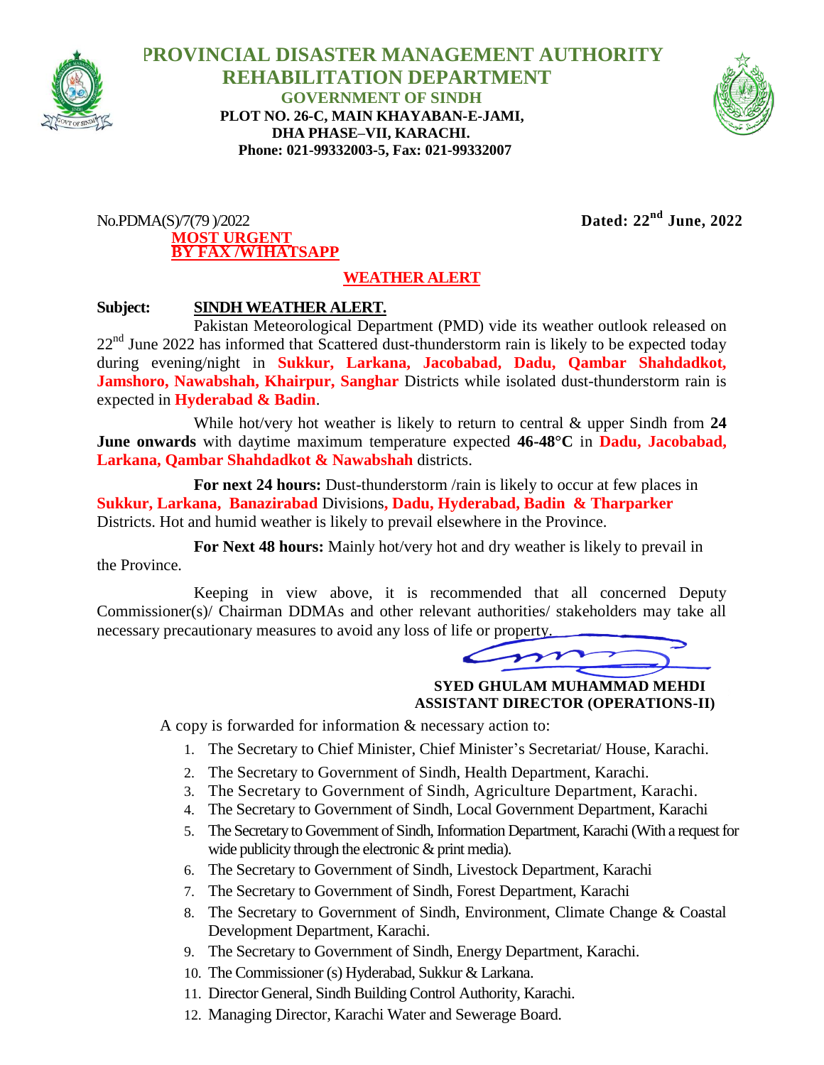# PROVINCIAL DISASTER MANAGEMENT AUTHORITY
## REHABILITATION DEPARTMENT
### GOVERNMENT OF SINDH

**PLOT NO. 26-C, MAIN KHAYABAN-E-JAMI,**
**DHA PHASE–VII, KARACHI.**
**Phone: 021-99332003-5, Fax: 021-99332007**

No.PDMA(S)/7(79 )/2022 **Dated: 22nd June, 2022**

**MOST URGENT**
**BY FAX /WHATSAPP**

**WEATHER ALERT**

**Subject:** **SINDH WEATHER ALERT.**

Pakistan Meteorological Department (PMD) vide its weather outlook released on 22nd June 2022 has informed that Scattered dust-thunderstorm rain is likely to be expected today during evening/night in **Sukkur, Larkana, Jacobabad, Dadu, Qambar Shahdadkot, Jamshoro, Nawabshah, Khairpur, Sanghar** Districts while isolated dust-thunderstorm rain is expected in **Hyderabad & Badin**.

While hot/very hot weather is likely to return to central & upper Sindh from **24 June onwards** with daytime maximum temperature expected **46-48°C** in **Dadu, Jacobabad, Larkana, Qambar Shahdadkot & Nawabshah** districts.

**For next 24 hours:** Dust-thunderstorm /rain is likely to occur at few places in **Sukkur, Larkana, Banazirabad** Divisions**, Dadu, Hyderabad, Badin & Tharparker** Districts. Hot and humid weather is likely to prevail elsewhere in the Province.

**For Next 48 hours:** Mainly hot/very hot and dry weather is likely to prevail in the Province.

Keeping in view above, it is recommended that all concerned Deputy Commissioner(s)/ Chairman DDMAs and other relevant authorities/ stakeholders may take all necessary precautionary measures to avoid any loss of life or property.

**SYED GHULAM MUHAMMAD MEHDI**
**ASSISTANT DIRECTOR (OPERATIONS-II)**

A copy is forwarded for information & necessary action to:

1. The Secretary to Chief Minister, Chief Minister's Secretariat/ House, Karachi.
2. The Secretary to Government of Sindh, Health Department, Karachi.
3. The Secretary to Government of Sindh, Agriculture Department, Karachi.
4. The Secretary to Government of Sindh, Local Government Department, Karachi
5. The Secretary to Government of Sindh, Information Department, Karachi (With a request for wide publicity through the electronic & print media).
6. The Secretary to Government of Sindh, Livestock Department, Karachi
7. The Secretary to Government of Sindh, Forest Department, Karachi
8. The Secretary to Government of Sindh, Environment, Climate Change & Coastal Development Department, Karachi.
9. The Secretary to Government of Sindh, Energy Department, Karachi.
10. The Commissioner (s) Hyderabad, Sukkur & Larkana.
11. Director General, Sindh Building Control Authority, Karachi.
12. Managing Director, Karachi Water and Sewerage Board.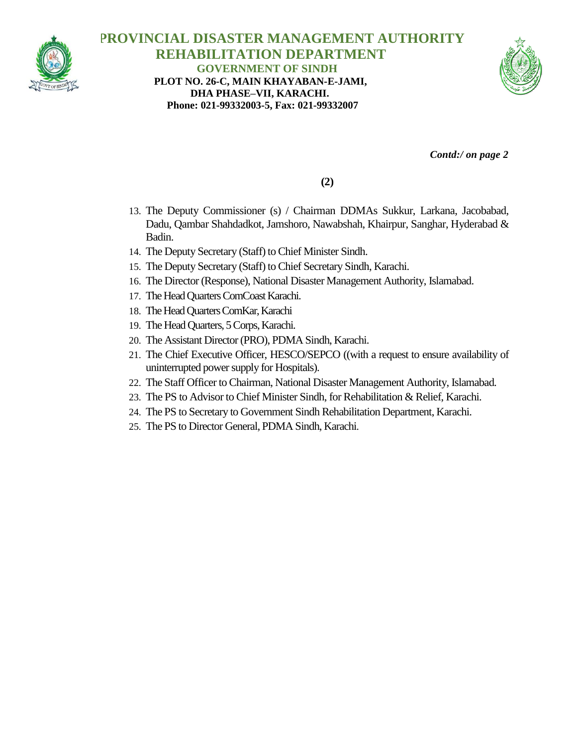# PROVINCIAL DISASTER MANAGEMENT AUTHORITY
## REHABILITATION DEPARTMENT
### GOVERNMENT OF SINDH

**PLOT NO. 26-C, MAIN KHAYABAN-E-JAMI,**
**DHA PHASE–VII, KARACHI.**
**Phone: 021-99332003-5, Fax: 021-99332007**

***Contd:/ on page 2***

**(2)**

13. The Deputy Commissioner (s) / Chairman DDMAs Sukkur, Larkana, Jacobabad, Dadu, Qambar Shahdadkot, Jamshoro, Nawabshah, Khairpur, Sanghar, Hyderabad & Badin.
14. The Deputy Secretary (Staff) to Chief Minister Sindh.
15. The Deputy Secretary (Staff) to Chief Secretary Sindh, Karachi.
16. The Director (Response), National Disaster Management Authority, Islamabad.
17. The Head Quarters ComCoast Karachi.
18. The Head Quarters ComKar, Karachi
19. The Head Quarters, 5 Corps, Karachi.
20. The Assistant Director (PRO), PDMA Sindh, Karachi.
21. The Chief Executive Officer, HESCO/SEPCO ((with a request to ensure availability of uninterrupted power supply for Hospitals).
22. The Staff Officer to Chairman, National Disaster Management Authority, Islamabad.
23. The PS to Advisor to Chief Minister Sindh, for Rehabilitation & Relief, Karachi.
24. The PS to Secretary to Government Sindh Rehabilitation Department, Karachi.
25. The PS to Director General, PDMA Sindh, Karachi.